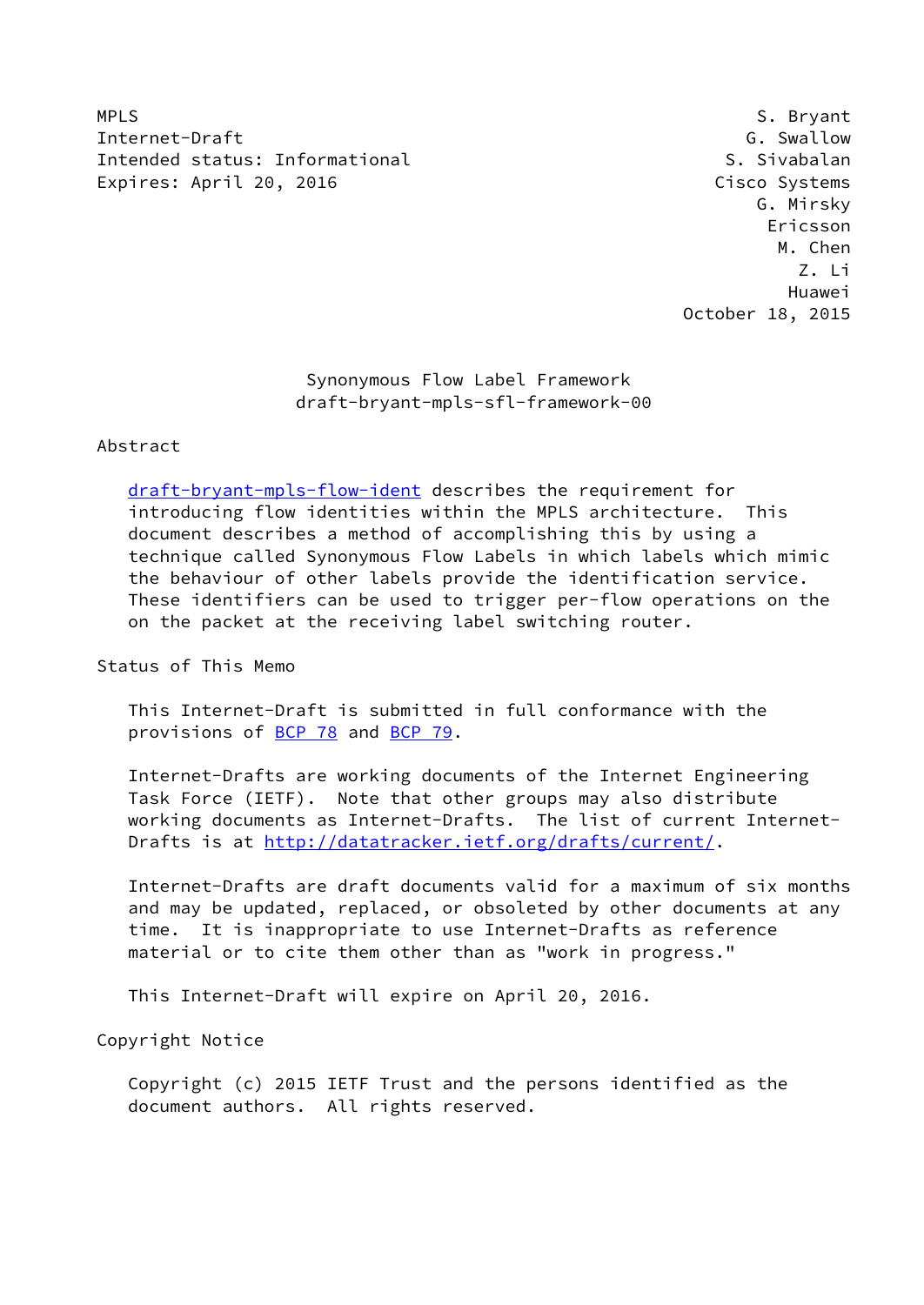MPLS S. Bryant
Internet-Draft G. Swallow
Intended status: Informational S. Sivabalan
Expires: April 20, 2016 Cisco Systems
G. Mirsky
Ericsson
M. Chen
Z. Li
Huawei
October 18, 2015

# Synonymous Flow Label Framework
## draft-bryant-mpls-sfl-framework-00

## Abstract

draft-bryant-mpls-flow-ident describes the requirement for introducing flow identities within the MPLS architecture. This document describes a method of accomplishing this by using a technique called Synonymous Flow Labels in which labels which mimic the behaviour of other labels provide the identification service. These identifiers can be used to trigger per-flow operations on the on the packet at the receiving label switching router.

## Status of This Memo

This Internet-Draft is submitted in full conformance with the provisions of BCP 78 and BCP 79.

Internet-Drafts are working documents of the Internet Engineering Task Force (IETF). Note that other groups may also distribute working documents as Internet-Drafts. The list of current Internet-Drafts is at http://datatracker.ietf.org/drafts/current/.

Internet-Drafts are draft documents valid for a maximum of six months and may be updated, replaced, or obsoleted by other documents at any time. It is inappropriate to use Internet-Drafts as reference material or to cite them other than as "work in progress."

This Internet-Draft will expire on April 20, 2016.

## Copyright Notice

Copyright (c) 2015 IETF Trust and the persons identified as the document authors. All rights reserved.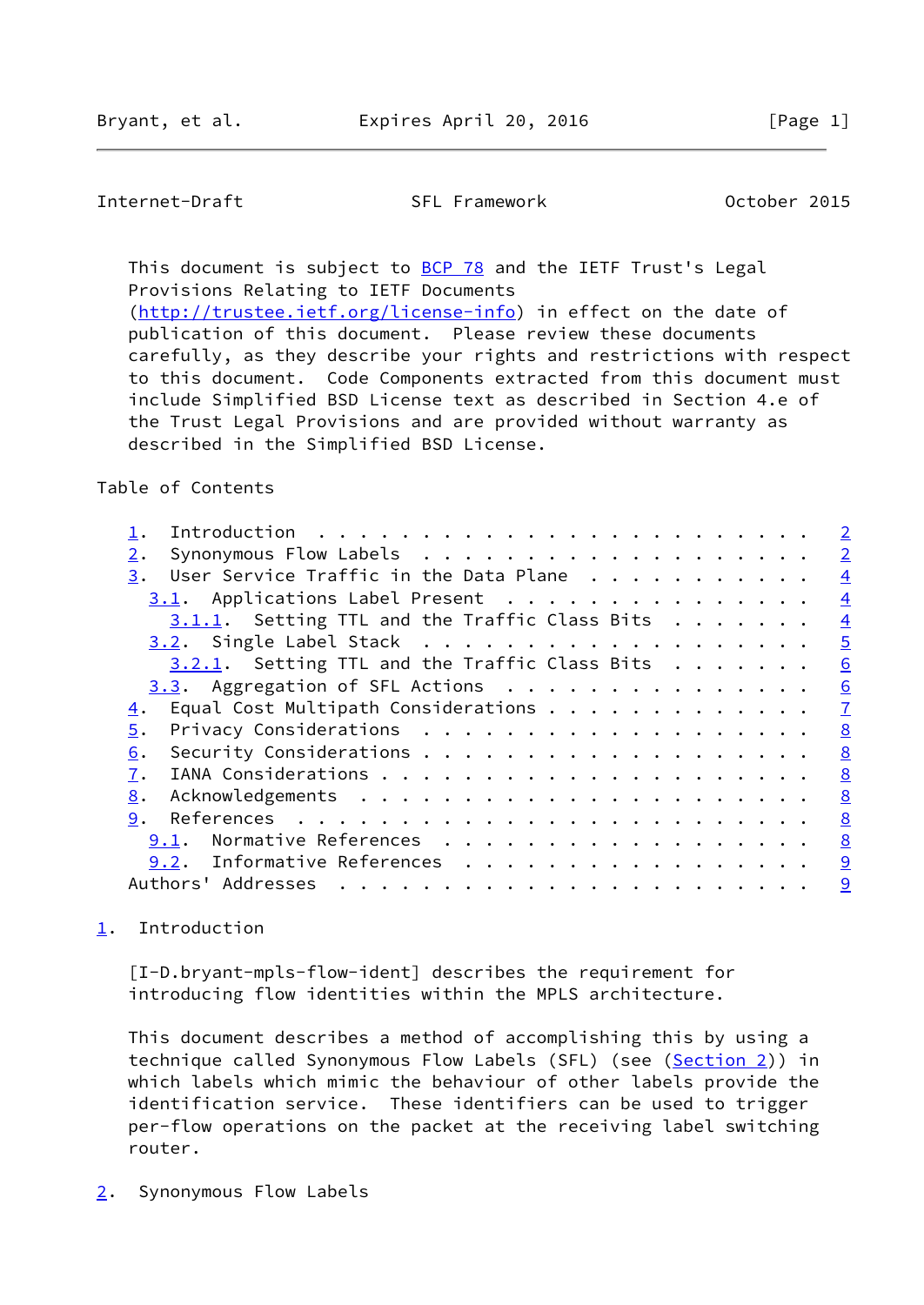This document is subject to BCP 78 and the IETF Trust's Legal Provisions Relating to IETF Documents (http://trustee.ietf.org/license-info) in effect on the date of publication of this document. Please review these documents carefully, as they describe your rights and restrictions with respect to this document. Code Components extracted from this document must include Simplified BSD License text as described in Section 4.e of the Trust Legal Provisions and are provided without warranty as described in the Simplified BSD License.

Table of Contents

```
   1.  Introduction  . . . . . . . . . . . . . . . . . . . . . . . .   2
   2.  Synonymous Flow Labels  . . . . . . . . . . . . . . . . . . .   2
   3.  User Service Traffic in the Data Plane  . . . . . . . . . . .   4
     3.1.  Applications Label Present  . . . . . . . . . . . . . . .   4
       3.1.1.  Setting TTL and the Traffic Class Bits  . . . . . . .   4
     3.2.  Single Label Stack  . . . . . . . . . . . . . . . . . . .   5
       3.2.1.  Setting TTL and the Traffic Class Bits  . . . . . . .   6
     3.3.  Aggregation of SFL Actions  . . . . . . . . . . . . . . .   6
   4.  Equal Cost Multipath Considerations . . . . . . . . . . . . .   7
   5.  Privacy Considerations  . . . . . . . . . . . . . . . . . . .   8
   6.  Security Considerations . . . . . . . . . . . . . . . . . . .   8
   7.  IANA Considerations . . . . . . . . . . . . . . . . . . . . .   8
   8.  Acknowledgements  . . . . . . . . . . . . . . . . . . . . . .   8
   9.  References  . . . . . . . . . . . . . . . . . . . . . . . . .   8
     9.1.  Normative References  . . . . . . . . . . . . . . . . . .   8
     9.2.  Informative References  . . . . . . . . . . . . . . . . .   9
   Authors' Addresses  . . . . . . . . . . . . . . . . . . . . . . .   9
```

## 1. Introduction

[I-D.bryant-mpls-flow-ident] describes the requirement for introducing flow identities within the MPLS architecture.

This document describes a method of accomplishing this by using a technique called Synonymous Flow Labels (SFL) (see (Section 2)) in which labels which mimic the behaviour of other labels provide the identification service. These identifiers can be used to trigger per-flow operations on the packet at the receiving label switching router.

## 2. Synonymous Flow Labels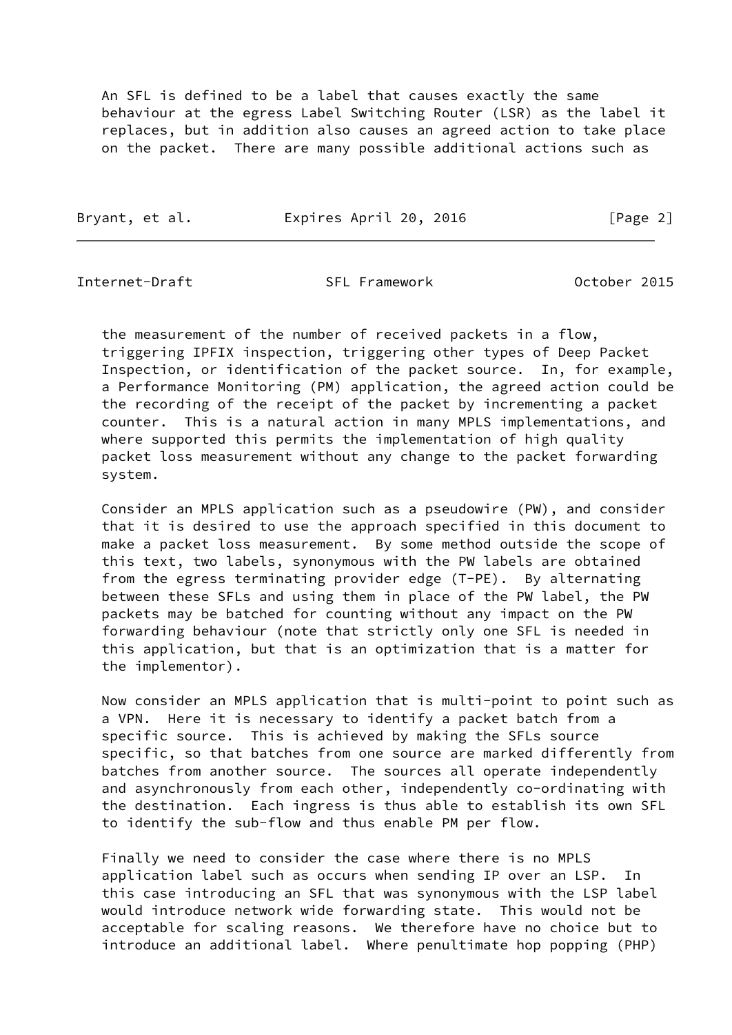An SFL is defined to be a label that causes exactly the same behaviour at the egress Label Switching Router (LSR) as the label it replaces, but in addition also causes an agreed action to take place on the packet. There are many possible additional actions such as the measurement of the number of received packets in a flow, triggering IPFIX inspection, triggering other types of Deep Packet Inspection, or identification of the packet source. In, for example, a Performance Monitoring (PM) application, the agreed action could be the recording of the receipt of the packet by incrementing a packet counter. This is a natural action in many MPLS implementations, and where supported this permits the implementation of high quality packet loss measurement without any change to the packet forwarding system.

Consider an MPLS application such as a pseudowire (PW), and consider that it is desired to use the approach specified in this document to make a packet loss measurement. By some method outside the scope of this text, two labels, synonymous with the PW labels are obtained from the egress terminating provider edge (T-PE). By alternating between these SFLs and using them in place of the PW label, the PW packets may be batched for counting without any impact on the PW forwarding behaviour (note that strictly only one SFL is needed in this application, but that is an optimization that is a matter for the implementor).

Now consider an MPLS application that is multi-point to point such as a VPN. Here it is necessary to identify a packet batch from a specific source. This is achieved by making the SFLs source specific, so that batches from one source are marked differently from batches from another source. The sources all operate independently and asynchronously from each other, independently co-ordinating with the destination. Each ingress is thus able to establish its own SFL to identify the sub-flow and thus enable PM per flow.

Finally we need to consider the case where there is no MPLS application label such as occurs when sending IP over an LSP. In this case introducing an SFL that was synonymous with the LSP label would introduce network wide forwarding state. This would not be acceptable for scaling reasons. We therefore have no choice but to introduce an additional label. Where penultimate hop popping (PHP)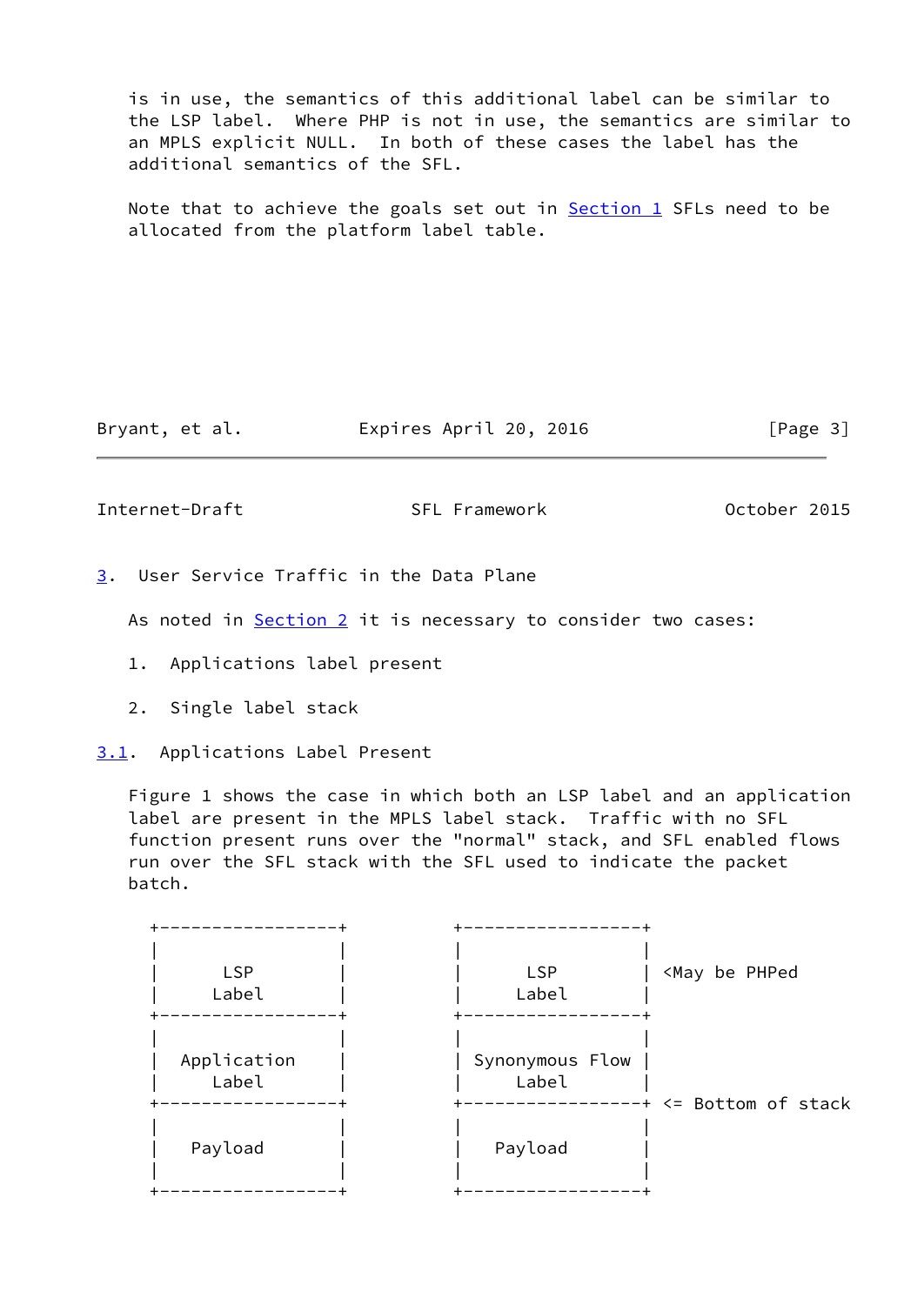is in use, the semantics of this additional label can be similar to the LSP label. Where PHP is not in use, the semantics are similar to an MPLS explicit NULL. In both of these cases the label has the additional semantics of the SFL.

Note that to achieve the goals set out in Section 1 SFLs need to be allocated from the platform label table.

## 3. User Service Traffic in the Data Plane

As noted in Section 2 it is necessary to consider two cases:

1. Applications label present

2. Single label stack

### 3.1. Applications Label Present

Figure 1 shows the case in which both an LSP label and an application label are present in the MPLS label stack. Traffic with no SFL function present runs over the "normal" stack, and SFL enabled flows run over the SFL stack with the SFL used to indicate the packet batch.

```
    +-----------------+          +-----------------+
    |                 |          |                 |
    |       LSP       |          |       LSP       | <May be PHPed
    |      Label      |          |      Label      |
    +-----------------+          +-----------------+
    |                 |          |                 |
    |   Application   |          | Synonymous Flow |
    |      Label      |          |      Label      |
    +-----------------+          +-----------------+ <= Bottom of stack
    |                 |          |                 |
    |     Payload     |          |     Payload     |
    |                 |          |                 |
    +-----------------+          +-----------------+
```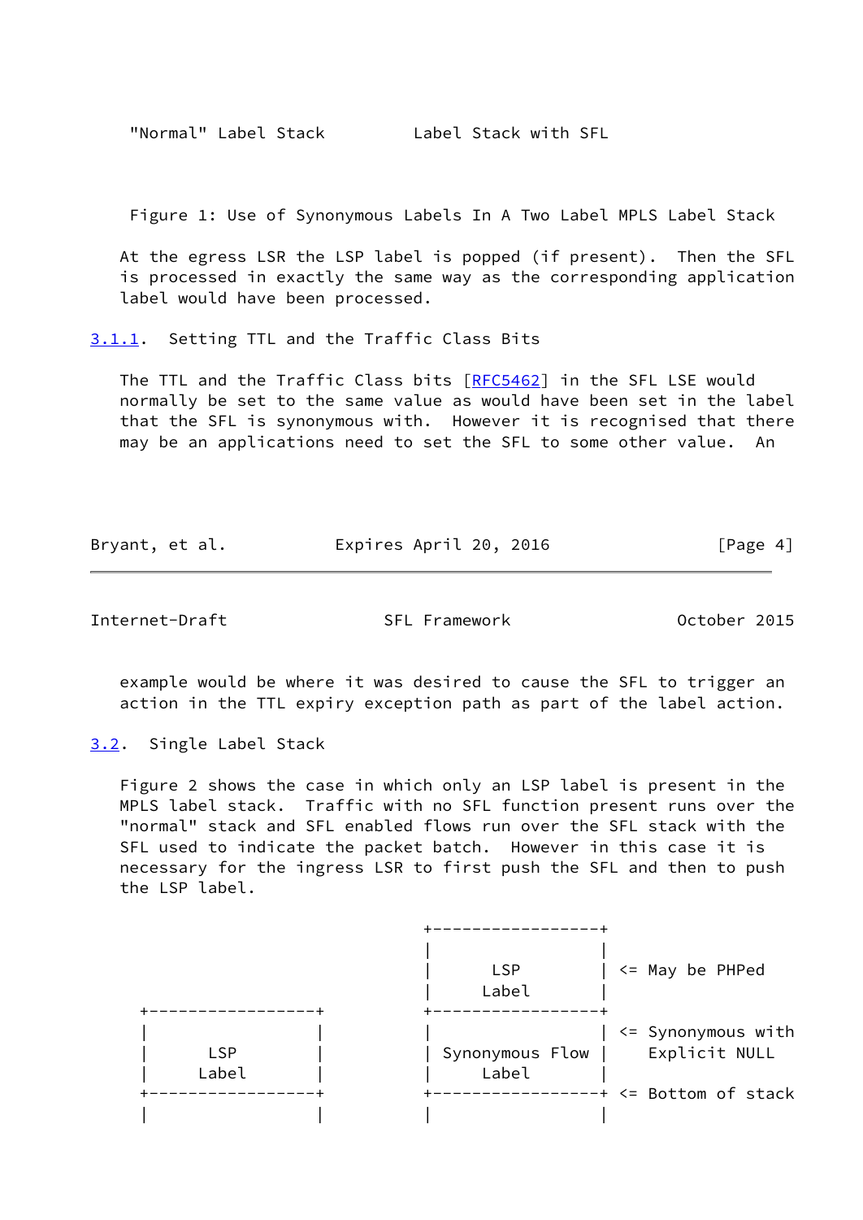```
     "Normal" Label Stack         Label Stack with SFL
```

Figure 1: Use of Synonymous Labels In A Two Label MPLS Label Stack

At the egress LSR the LSP label is popped (if present). Then the SFL is processed in exactly the same way as the corresponding application label would have been processed.

### 3.1.1. Setting TTL and the Traffic Class Bits

The TTL and the Traffic Class bits [RFC5462] in the SFL LSE would normally be set to the same value as would have been set in the label that the SFL is synonymous with. However it is recognised that there may be an applications need to set the SFL to some other value. An example would be where it was desired to cause the SFL to trigger an action in the TTL expiry exception path as part of the label action.

## 3.2. Single Label Stack

Figure 2 shows the case in which only an LSP label is present in the MPLS label stack. Traffic with no SFL function present runs over the "normal" stack and SFL enabled flows run over the SFL stack with the SFL used to indicate the packet batch. However in this case it is necessary for the ingress LSR to first push the SFL and then to push the LSP label.

```
                              +-----------------+
                              |                 |
                              |       LSP       | <= May be PHPed
                              |      Label      |
  +-----------------+         +-----------------+
  |                 |         |                 | <= Synonymous with
  |       LSP       |         | Synonymous Flow |    Explicit NULL
  |      Label      |         |      Label      |
  +-----------------+         +-----------------+ <= Bottom of stack
  |                 |         |                 |
```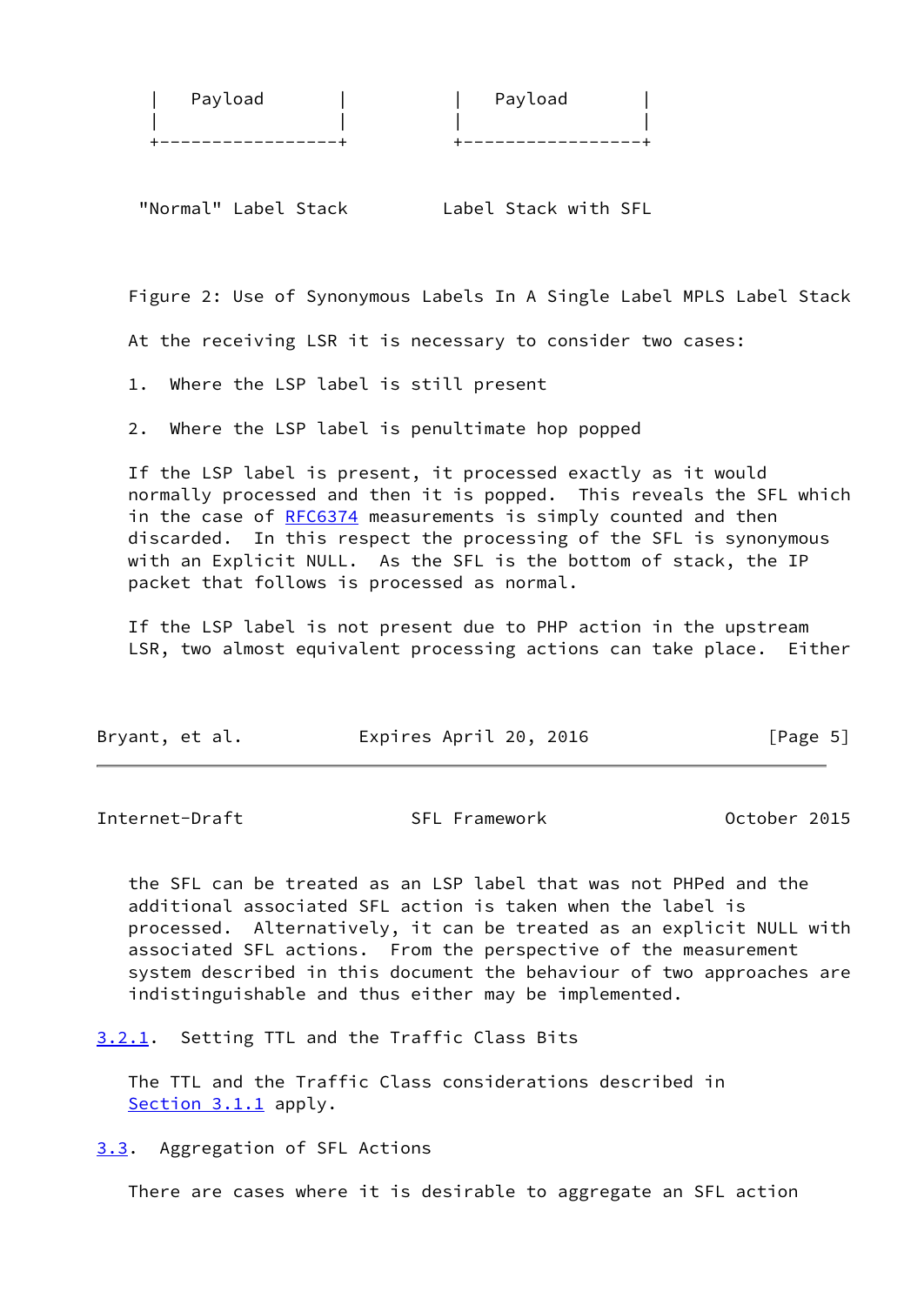```
|   Payload        |           |   Payload        |
|                  |           |                  |
+------------------+           +------------------+

 "Normal" Label Stack         Label Stack with SFL
```

Figure 2: Use of Synonymous Labels In A Single Label MPLS Label Stack

At the receiving LSR it is necessary to consider two cases:

1. Where the LSP label is still present

2. Where the LSP label is penultimate hop popped

If the LSP label is present, it processed exactly as it would normally processed and then it is popped. This reveals the SFL which in the case of RFC6374 measurements is simply counted and then discarded. In this respect the processing of the SFL is synonymous with an Explicit NULL. As the SFL is the bottom of stack, the IP packet that follows is processed as normal.

If the LSP label is not present due to PHP action in the upstream LSR, two almost equivalent processing actions can take place. Either the SFL can be treated as an LSP label that was not PHPed and the additional associated SFL action is taken when the label is processed. Alternatively, it can be treated as an explicit NULL with associated SFL actions. From the perspective of the measurement system described in this document the behaviour of two approaches are indistinguishable and thus either may be implemented.

#### 3.2.1. Setting TTL and the Traffic Class Bits

The TTL and the Traffic Class considerations described in Section 3.1.1 apply.

### 3.3. Aggregation of SFL Actions

There are cases where it is desirable to aggregate an SFL action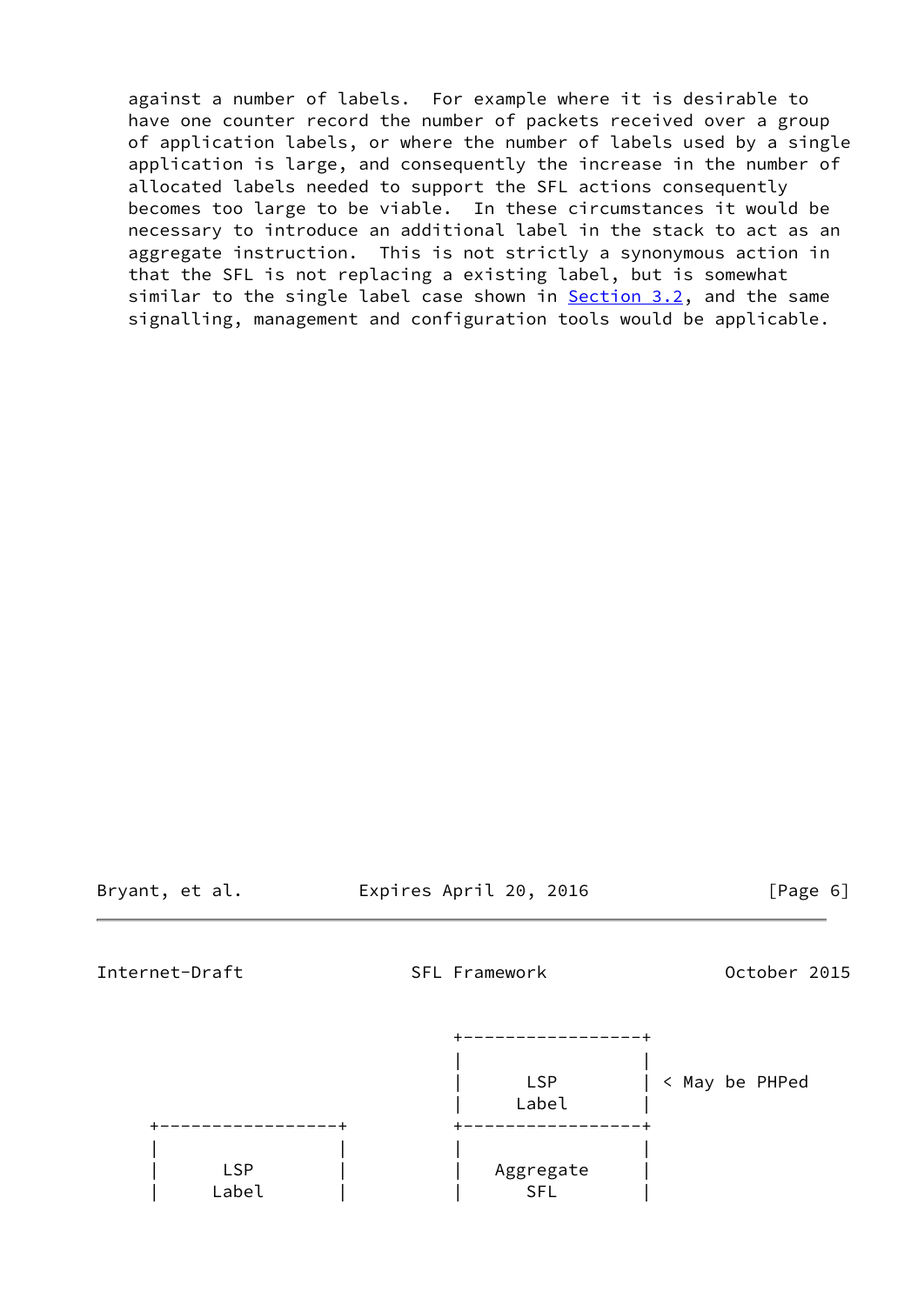against a number of labels. For example where it is desirable to have one counter record the number of packets received over a group of application labels, or where the number of labels used by a single application is large, and consequently the increase in the number of allocated labels needed to support the SFL actions consequently becomes too large to be viable. In these circumstances it would be necessary to introduce an additional label in the stack to act as an aggregate instruction. This is not strictly a synonymous action in that the SFL is not replacing a existing label, but is somewhat similar to the single label case shown in Section 3.2, and the same signalling, management and configuration tools would be applicable.

```
                                   +-----------------+
                                   |                 |
                                   |      LSP        | < May be PHPed
                                   |     Label       |
         +-----------------+       +-----------------+
         |                 |       |                 |
         |      LSP        |       |   Aggregate     |
         |     Label       |       |      SFL        |
```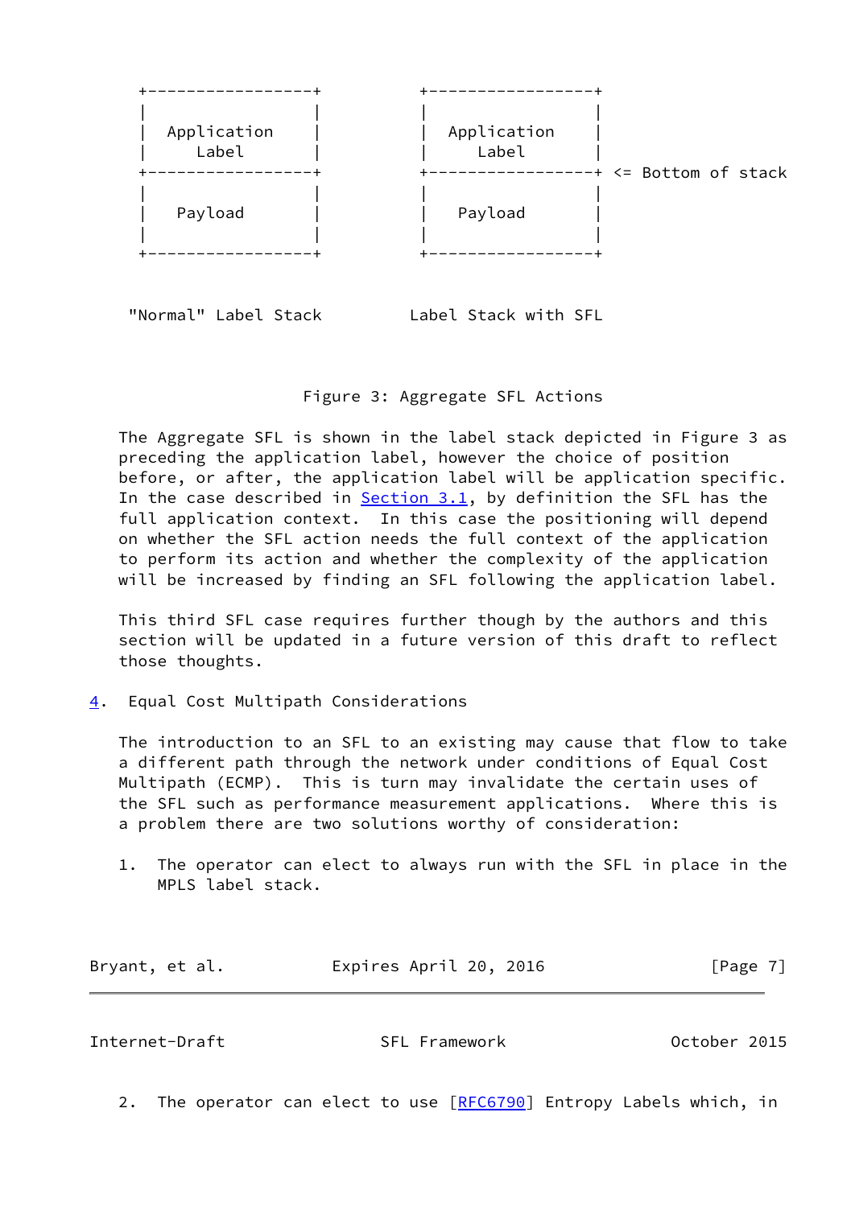```
+------------------+     +------------------+
|                  |     |                  |
|  Application     |     |  Application     |
|    Label         |     |    Label         |
+------------------+     +------------------+ <= Bottom of stack
|                  |     |                  |
|   Payload        |     |   Payload        |
|                  |     |                  |
+------------------+     +------------------+

"Normal" Label Stack        Label Stack with SFL
```

Figure 3: Aggregate SFL Actions

The Aggregate SFL is shown in the label stack depicted in Figure 3 as preceding the application label, however the choice of position before, or after, the application label will be application specific. In the case described in Section 3.1, by definition the SFL has the full application context. In this case the positioning will depend on whether the SFL action needs the full context of the application to perform its action and whether the complexity of the application will be increased by finding an SFL following the application label.

This third SFL case requires further though by the authors and this section will be updated in a future version of this draft to reflect those thoughts.

## 4. Equal Cost Multipath Considerations

The introduction to an SFL to an existing may cause that flow to take a different path through the network under conditions of Equal Cost Multipath (ECMP). This is turn may invalidate the certain uses of the SFL such as performance measurement applications. Where this is a problem there are two solutions worthy of consideration:

1. The operator can elect to always run with the SFL in place in the MPLS label stack.

2. The operator can elect to use [RFC6790] Entropy Labels which, in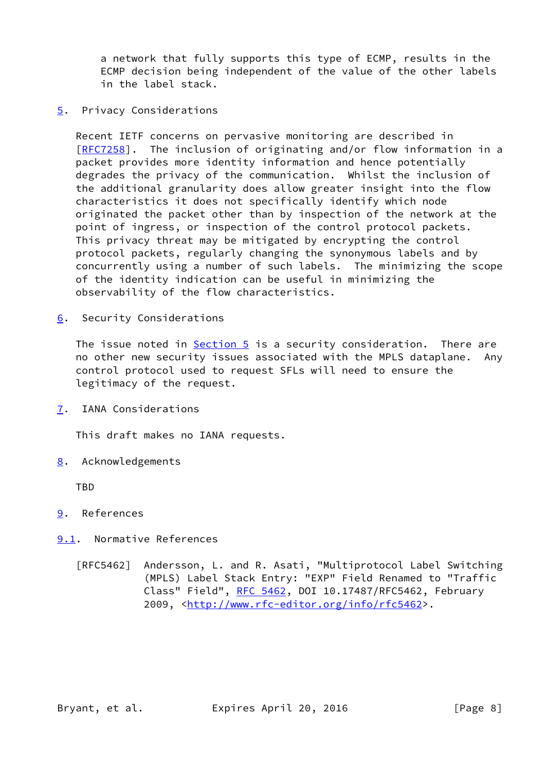a network that fully supports this type of ECMP, results in the ECMP decision being independent of the value of the other labels in the label stack.

## 5. Privacy Considerations

Recent IETF concerns on pervasive monitoring are described in [RFC7258]. The inclusion of originating and/or flow information in a packet provides more identity information and hence potentially degrades the privacy of the communication. Whilst the inclusion of the additional granularity does allow greater insight into the flow characteristics it does not specifically identify which node originated the packet other than by inspection of the network at the point of ingress, or inspection of the control protocol packets. This privacy threat may be mitigated by encrypting the control protocol packets, regularly changing the synonymous labels and by concurrently using a number of such labels. The minimizing the scope of the identity indication can be useful in minimizing the observability of the flow characteristics.

## 6. Security Considerations

The issue noted in Section 5 is a security consideration. There are no other new security issues associated with the MPLS dataplane. Any control protocol used to request SFLs will need to ensure the legitimacy of the request.

## 7. IANA Considerations

This draft makes no IANA requests.

## 8. Acknowledgements

TBD

## 9. References

### 9.1. Normative References

[RFC5462] Andersson, L. and R. Asati, "Multiprotocol Label Switching (MPLS) Label Stack Entry: "EXP" Field Renamed to "Traffic Class" Field", RFC 5462, DOI 10.17487/RFC5462, February 2009, <http://www.rfc-editor.org/info/rfc5462>.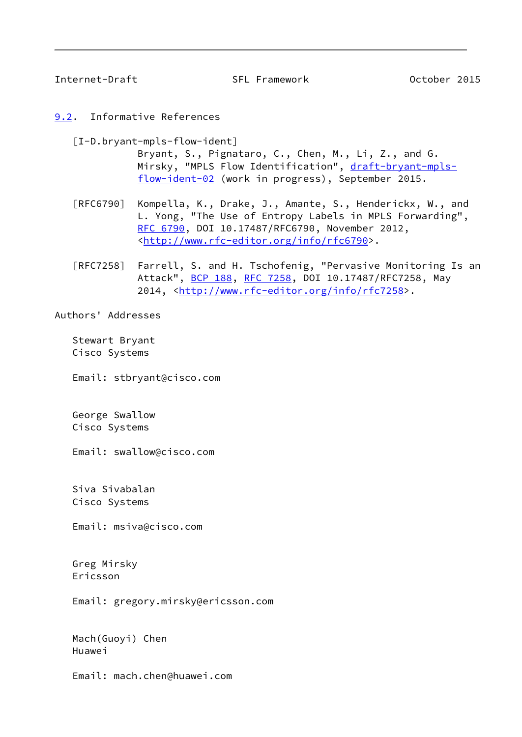## 9.2. Informative References

[I-D.bryant-mpls-flow-ident]
Bryant, S., Pignataro, C., Chen, M., Li, Z., and G. Mirsky, "MPLS Flow Identification", draft-bryant-mpls-flow-ident-02 (work in progress), September 2015.

[RFC6790] Kompella, K., Drake, J., Amante, S., Henderickx, W., and L. Yong, "The Use of Entropy Labels in MPLS Forwarding", RFC 6790, DOI 10.17487/RFC6790, November 2012, <http://www.rfc-editor.org/info/rfc6790>.

[RFC7258] Farrell, S. and H. Tschofenig, "Pervasive Monitoring Is an Attack", BCP 188, RFC 7258, DOI 10.17487/RFC7258, May 2014, <http://www.rfc-editor.org/info/rfc7258>.

## Authors' Addresses

Stewart Bryant
Cisco Systems

Email: stbryant@cisco.com

George Swallow
Cisco Systems

Email: swallow@cisco.com

Siva Sivabalan
Cisco Systems

Email: msiva@cisco.com

Greg Mirsky
Ericsson

Email: gregory.mirsky@ericsson.com

Mach(Guoyi) Chen
Huawei

Email: mach.chen@huawei.com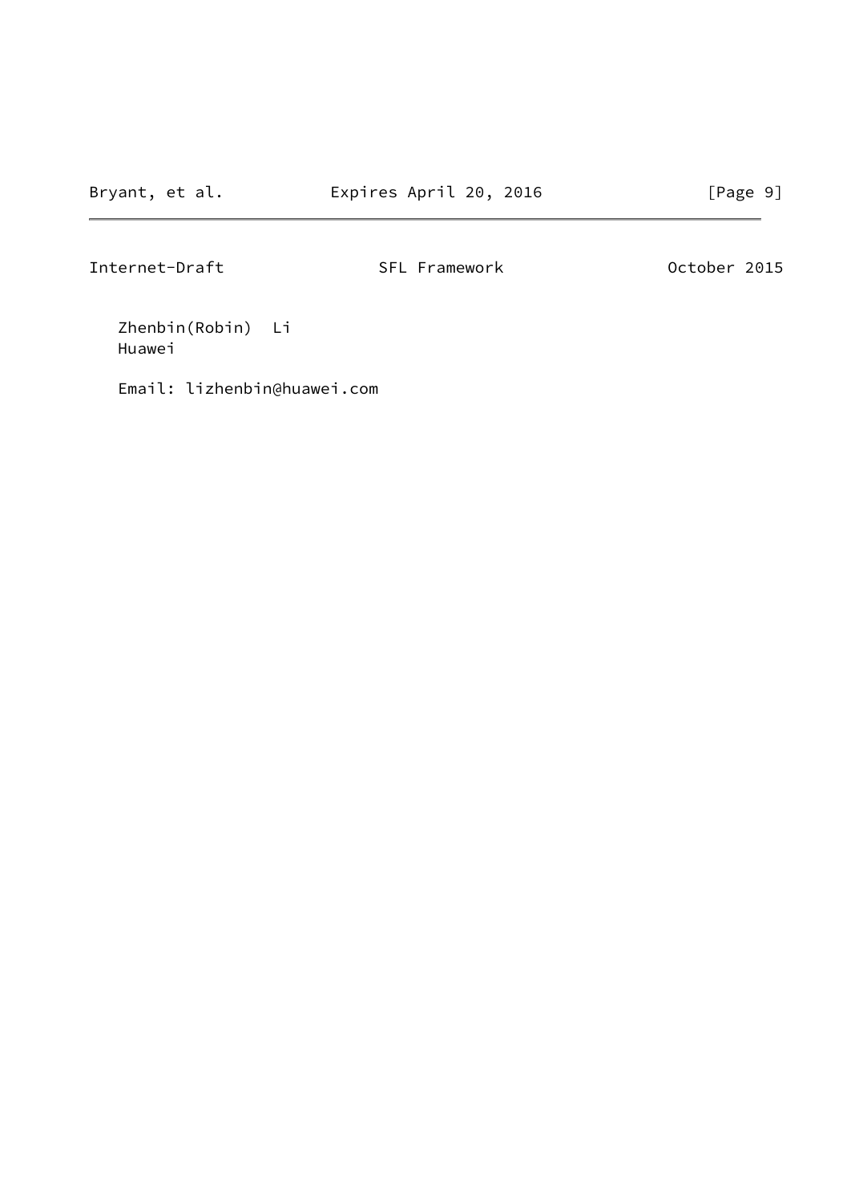Zhenbin(Robin) Li
Huawei

Email: lizhenbin@huawei.com